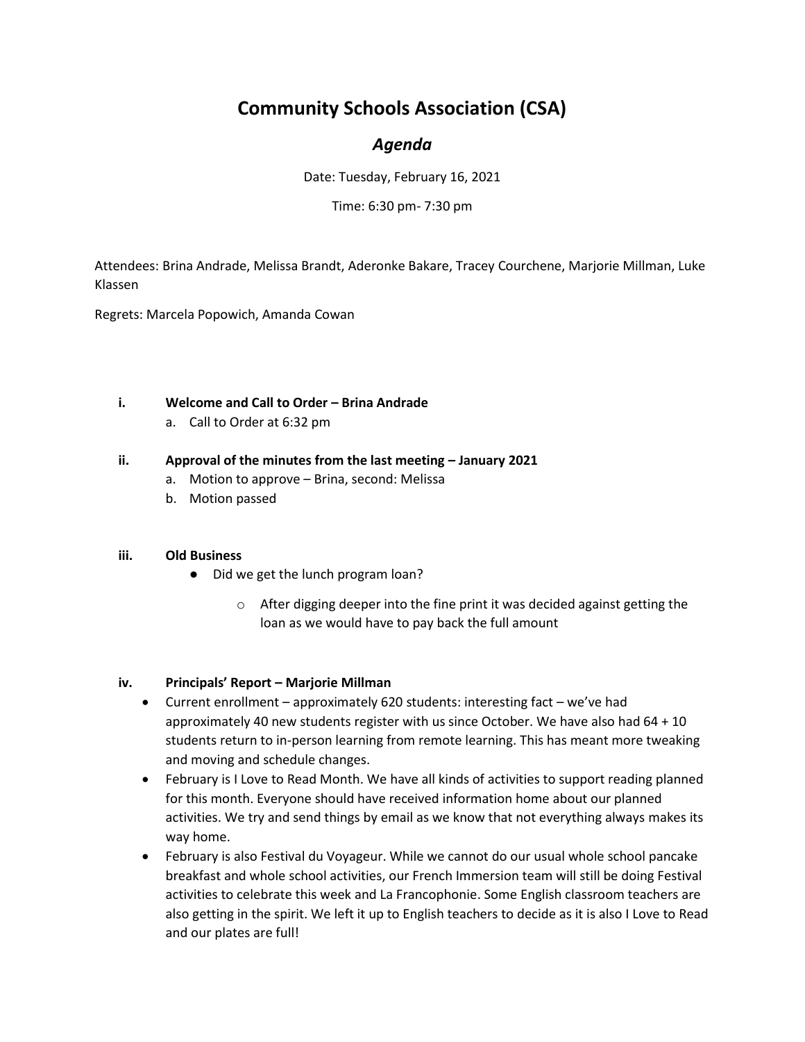# Community Schools Association (CSA)

## *Agenda*

Date: Tuesday, February 16, 2021

Time: 6:30 pm- 7:30 pm

Attendees: Brina Andrade, Melissa Brandt, Aderonke Bakare, Tracey Courchene, Marjorie Millman, Luke Klassen

Regrets: Marcela Popowich, Amanda Cowan

**i. Welcome and Call to Order – Brina Andrade**

a. Call to Order at 6:32 pm

**ii. Approval of the minutes from the last meeting – January 2021**

a. Motion to approve – Brina, second: Melissa
b. Motion passed

**iii. Old Business**

- Did we get the lunch program loan?
  - After digging deeper into the fine print it was decided against getting the loan as we would have to pay back the full amount

**iv. Principals' Report – Marjorie Millman**

- Current enrollment – approximately 620 students: interesting fact – we've had approximately 40 new students register with us since October. We have also had 64 + 10 students return to in-person learning from remote learning. This has meant more tweaking and moving and schedule changes.
- February is I Love to Read Month. We have all kinds of activities to support reading planned for this month. Everyone should have received information home about our planned activities. We try and send things by email as we know that not everything always makes its way home.
- February is also Festival du Voyageur. While we cannot do our usual whole school pancake breakfast and whole school activities, our French Immersion team will still be doing Festival activities to celebrate this week and La Francophonie. Some English classroom teachers are also getting in the spirit. We left it up to English teachers to decide as it is also I Love to Read and our plates are full!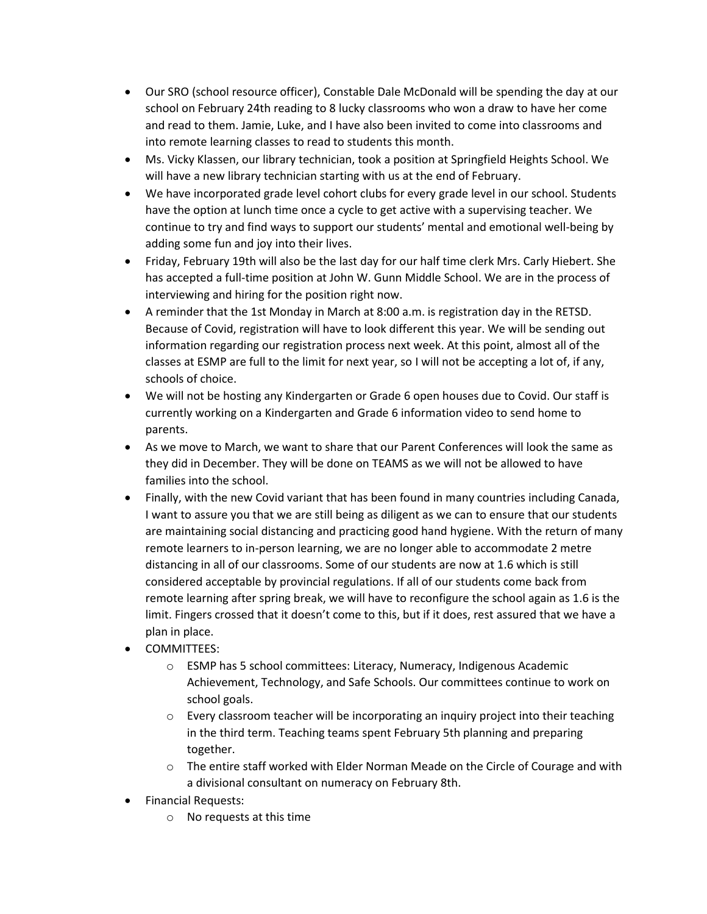- Our SRO (school resource officer), Constable Dale McDonald will be spending the day at our school on February 24th reading to 8 lucky classrooms who won a draw to have her come and read to them. Jamie, Luke, and I have also been invited to come into classrooms and into remote learning classes to read to students this month.
- Ms. Vicky Klassen, our library technician, took a position at Springfield Heights School. We will have a new library technician starting with us at the end of February.
- We have incorporated grade level cohort clubs for every grade level in our school. Students have the option at lunch time once a cycle to get active with a supervising teacher. We continue to try and find ways to support our students' mental and emotional well-being by adding some fun and joy into their lives.
- Friday, February 19th will also be the last day for our half time clerk Mrs. Carly Hiebert. She has accepted a full-time position at John W. Gunn Middle School. We are in the process of interviewing and hiring for the position right now.
- A reminder that the 1st Monday in March at 8:00 a.m. is registration day in the RETSD. Because of Covid, registration will have to look different this year. We will be sending out information regarding our registration process next week. At this point, almost all of the classes at ESMP are full to the limit for next year, so I will not be accepting a lot of, if any, schools of choice.
- We will not be hosting any Kindergarten or Grade 6 open houses due to Covid. Our staff is currently working on a Kindergarten and Grade 6 information video to send home to parents.
- As we move to March, we want to share that our Parent Conferences will look the same as they did in December. They will be done on TEAMS as we will not be allowed to have families into the school.
- Finally, with the new Covid variant that has been found in many countries including Canada, I want to assure you that we are still being as diligent as we can to ensure that our students are maintaining social distancing and practicing good hand hygiene. With the return of many remote learners to in-person learning, we are no longer able to accommodate 2 metre distancing in all of our classrooms. Some of our students are now at 1.6 which is still considered acceptable by provincial regulations. If all of our students come back from remote learning after spring break, we will have to reconfigure the school again as 1.6 is the limit. Fingers crossed that it doesn't come to this, but if it does, rest assured that we have a plan in place.
- COMMITTEES:
  - ESMP has 5 school committees: Literacy, Numeracy, Indigenous Academic Achievement, Technology, and Safe Schools. Our committees continue to work on school goals.
  - Every classroom teacher will be incorporating an inquiry project into their teaching in the third term. Teaching teams spent February 5th planning and preparing together.
  - The entire staff worked with Elder Norman Meade on the Circle of Courage and with a divisional consultant on numeracy on February 8th.
- Financial Requests:
  - No requests at this time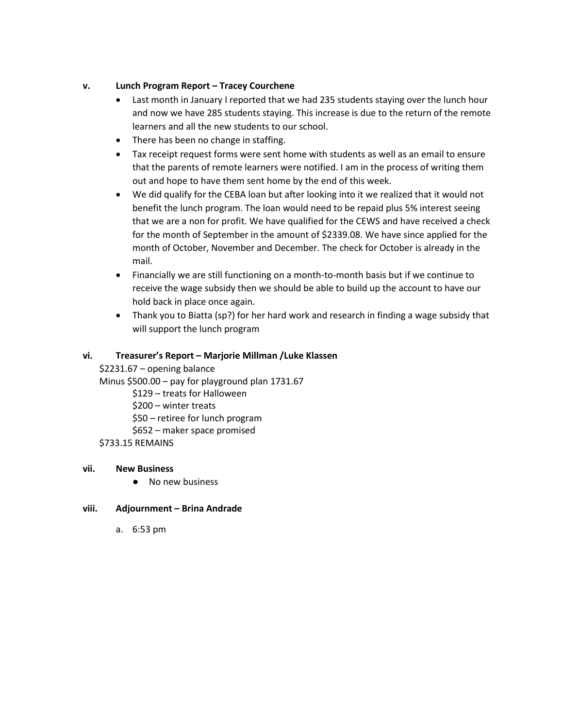### v. Lunch Program Report – Tracey Courchene

- Last month in January I reported that we had 235 students staying over the lunch hour and now we have 285 students staying. This increase is due to the return of the remote learners and all the new students to our school.
- There has been no change in staffing.
- Tax receipt request forms were sent home with students as well as an email to ensure that the parents of remote learners were notified. I am in the process of writing them out and hope to have them sent home by the end of this week.
- We did qualify for the CEBA loan but after looking into it we realized that it would not benefit the lunch program. The loan would need to be repaid plus 5% interest seeing that we are a non for profit. We have qualified for the CEWS and have received a check for the month of September in the amount of $2339.08. We have since applied for the month of October, November and December. The check for October is already in the mail.
- Financially we are still functioning on a month-to-month basis but if we continue to receive the wage subsidy then we should be able to build up the account to have our hold back in place once again.
- Thank you to Biatta (sp?) for her hard work and research in finding a wage subsidy that will support the lunch program

### vi. Treasurer's Report – Marjorie Millman /Luke Klassen

$2231.67 – opening balance
Minus $500.00 – pay for playground plan 1731.67
$129 – treats for Halloween
$200 – winter treats
$50 – retiree for lunch program
$652 – maker space promised
$733.15 REMAINS

### vii. New Business

- No new business

### viii. Adjournment – Brina Andrade

a. 6:53 pm